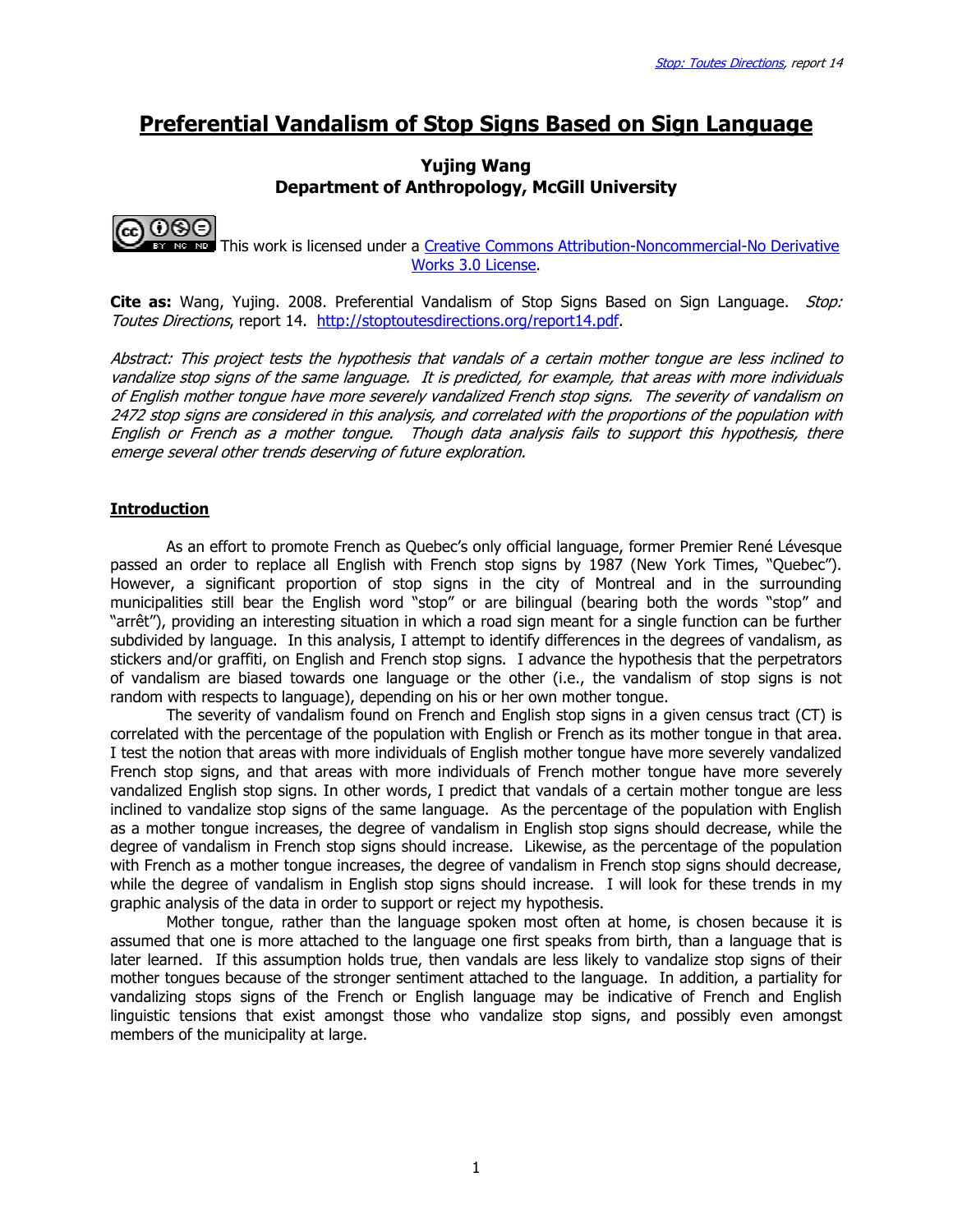# Preferential Vandalism of Stop Signs Based on Sign Language

**Yujing Wang**
**Department of Anthropology, McGill University**

This work is licensed under a Creative Commons Attribution-Noncommercial-No Derivative Works 3.0 License.

**Cite as:** Wang, Yujing. 2008. Preferential Vandalism of Stop Signs Based on Sign Language. *Stop: Toutes Directions*, report 14. http://stoptoutesdirections.org/report14.pdf.

*Abstract: This project tests the hypothesis that vandals of a certain mother tongue are less inclined to vandalize stop signs of the same language. It is predicted, for example, that areas with more individuals of English mother tongue have more severely vandalized French stop signs. The severity of vandalism on 2472 stop signs are considered in this analysis, and correlated with the proportions of the population with English or French as a mother tongue. Though data analysis fails to support this hypothesis, there emerge several other trends deserving of future exploration.*

## Introduction

As an effort to promote French as Quebec's only official language, former Premier René Lévesque passed an order to replace all English with French stop signs by 1987 (New York Times, "Quebec"). However, a significant proportion of stop signs in the city of Montreal and in the surrounding municipalities still bear the English word "stop" or are bilingual (bearing both the words "stop" and "arrêt"), providing an interesting situation in which a road sign meant for a single function can be further subdivided by language. In this analysis, I attempt to identify differences in the degrees of vandalism, as stickers and/or graffiti, on English and French stop signs. I advance the hypothesis that the perpetrators of vandalism are biased towards one language or the other (i.e., the vandalism of stop signs is not random with respects to language), depending on his or her own mother tongue.

The severity of vandalism found on French and English stop signs in a given census tract (CT) is correlated with the percentage of the population with English or French as its mother tongue in that area. I test the notion that areas with more individuals of English mother tongue have more severely vandalized French stop signs, and that areas with more individuals of French mother tongue have more severely vandalized English stop signs. In other words, I predict that vandals of a certain mother tongue are less inclined to vandalize stop signs of the same language. As the percentage of the population with English as a mother tongue increases, the degree of vandalism in English stop signs should decrease, while the degree of vandalism in French stop signs should increase. Likewise, as the percentage of the population with French as a mother tongue increases, the degree of vandalism in French stop signs should decrease, while the degree of vandalism in English stop signs should increase. I will look for these trends in my graphic analysis of the data in order to support or reject my hypothesis.

Mother tongue, rather than the language spoken most often at home, is chosen because it is assumed that one is more attached to the language one first speaks from birth, than a language that is later learned. If this assumption holds true, then vandals are less likely to vandalize stop signs of their mother tongues because of the stronger sentiment attached to the language. In addition, a partiality for vandalizing stops signs of the French or English language may be indicative of French and English linguistic tensions that exist amongst those who vandalize stop signs, and possibly even amongst members of the municipality at large.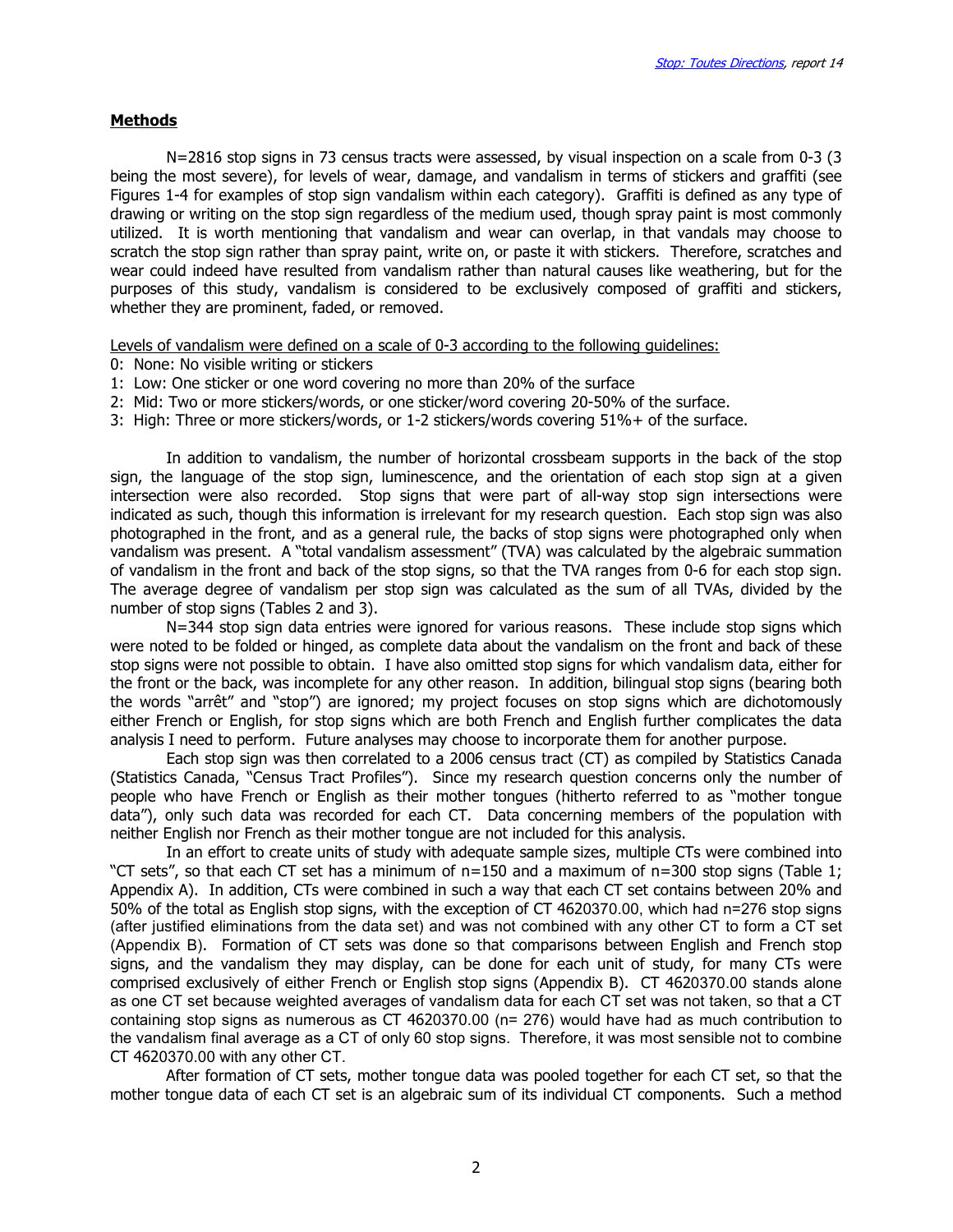## Methods

N=2816 stop signs in 73 census tracts were assessed, by visual inspection on a scale from 0-3 (3 being the most severe), for levels of wear, damage, and vandalism in terms of stickers and graffiti (see Figures 1-4 for examples of stop sign vandalism within each category). Graffiti is defined as any type of drawing or writing on the stop sign regardless of the medium used, though spray paint is most commonly utilized. It is worth mentioning that vandalism and wear can overlap, in that vandals may choose to scratch the stop sign rather than spray paint, write on, or paste it with stickers. Therefore, scratches and wear could indeed have resulted from vandalism rather than natural causes like weathering, but for the purposes of this study, vandalism is considered to be exclusively composed of graffiti and stickers, whether they are prominent, faded, or removed.

Levels of vandalism were defined on a scale of 0-3 according to the following guidelines:

- 0: None: No visible writing or stickers
- 1: Low: One sticker or one word covering no more than 20% of the surface
- 2: Mid: Two or more stickers/words, or one sticker/word covering 20-50% of the surface.
- 3: High: Three or more stickers/words, or 1-2 stickers/words covering 51%+ of the surface.

In addition to vandalism, the number of horizontal crossbeam supports in the back of the stop sign, the language of the stop sign, luminescence, and the orientation of each stop sign at a given intersection were also recorded. Stop signs that were part of all-way stop sign intersections were indicated as such, though this information is irrelevant for my research question. Each stop sign was also photographed in the front, and as a general rule, the backs of stop signs were photographed only when vandalism was present. A "total vandalism assessment" (TVA) was calculated by the algebraic summation of vandalism in the front and back of the stop signs, so that the TVA ranges from 0-6 for each stop sign. The average degree of vandalism per stop sign was calculated as the sum of all TVAs, divided by the number of stop signs (Tables 2 and 3).

N=344 stop sign data entries were ignored for various reasons. These include stop signs which were noted to be folded or hinged, as complete data about the vandalism on the front and back of these stop signs were not possible to obtain. I have also omitted stop signs for which vandalism data, either for the front or the back, was incomplete for any other reason. In addition, bilingual stop signs (bearing both the words "arrêt" and "stop") are ignored; my project focuses on stop signs which are dichotomously either French or English, for stop signs which are both French and English further complicates the data analysis I need to perform. Future analyses may choose to incorporate them for another purpose.

Each stop sign was then correlated to a 2006 census tract (CT) as compiled by Statistics Canada (Statistics Canada, "Census Tract Profiles"). Since my research question concerns only the number of people who have French or English as their mother tongues (hitherto referred to as "mother tongue data"), only such data was recorded for each CT. Data concerning members of the population with neither English nor French as their mother tongue are not included for this analysis.

In an effort to create units of study with adequate sample sizes, multiple CTs were combined into "CT sets", so that each CT set has a minimum of n=150 and a maximum of n=300 stop signs (Table 1; Appendix A). In addition, CTs were combined in such a way that each CT set contains between 20% and 50% of the total as English stop signs, with the exception of CT 4620370.00, which had n=276 stop signs (after justified eliminations from the data set) and was not combined with any other CT to form a CT set (Appendix B). Formation of CT sets was done so that comparisons between English and French stop signs, and the vandalism they may display, can be done for each unit of study, for many CTs were comprised exclusively of either French or English stop signs (Appendix B). CT 4620370.00 stands alone as one CT set because weighted averages of vandalism data for each CT set was not taken, so that a CT containing stop signs as numerous as CT 4620370.00 (n= 276) would have had as much contribution to the vandalism final average as a CT of only 60 stop signs. Therefore, it was most sensible not to combine CT 4620370.00 with any other CT.

After formation of CT sets, mother tongue data was pooled together for each CT set, so that the mother tongue data of each CT set is an algebraic sum of its individual CT components. Such a method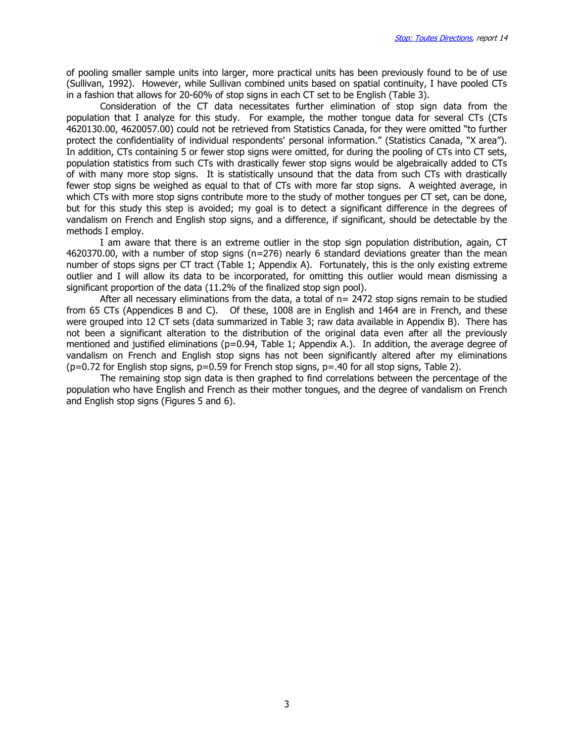of pooling smaller sample units into larger, more practical units has been previously found to be of use (Sullivan, 1992). However, while Sullivan combined units based on spatial continuity, I have pooled CTs in a fashion that allows for 20-60% of stop signs in each CT set to be English (Table 3).

Consideration of the CT data necessitates further elimination of stop sign data from the population that I analyze for this study. For example, the mother tongue data for several CTs (CTs 4620130.00, 4620057.00) could not be retrieved from Statistics Canada, for they were omitted "to further protect the confidentiality of individual respondents' personal information." (Statistics Canada, "X area"). In addition, CTs containing 5 or fewer stop signs were omitted, for during the pooling of CTs into CT sets, population statistics from such CTs with drastically fewer stop signs would be algebraically added to CTs of with many more stop signs. It is statistically unsound that the data from such CTs with drastically fewer stop signs be weighed as equal to that of CTs with more far stop signs. A weighted average, in which CTs with more stop signs contribute more to the study of mother tongues per CT set, can be done, but for this study this step is avoided; my goal is to detect a significant difference in the degrees of vandalism on French and English stop signs, and a difference, if significant, should be detectable by the methods I employ.

I am aware that there is an extreme outlier in the stop sign population distribution, again, CT 4620370.00, with a number of stop signs (n=276) nearly 6 standard deviations greater than the mean number of stops signs per CT tract (Table 1; Appendix A). Fortunately, this is the only existing extreme outlier and I will allow its data to be incorporated, for omitting this outlier would mean dismissing a significant proportion of the data (11.2% of the finalized stop sign pool).

After all necessary eliminations from the data, a total of n= 2472 stop signs remain to be studied from 65 CTs (Appendices B and C). Of these, 1008 are in English and 1464 are in French, and these were grouped into 12 CT sets (data summarized in Table 3; raw data available in Appendix B). There has not been a significant alteration to the distribution of the original data even after all the previously mentioned and justified eliminations ($p$=0.94, Table 1; Appendix A.). In addition, the average degree of vandalism on French and English stop signs has not been significantly altered after my eliminations ($p$=0.72 for English stop signs, $p$=0.59 for French stop signs, $p$=.40 for all stop signs, Table 2).

The remaining stop sign data is then graphed to find correlations between the percentage of the population who have English and French as their mother tongues, and the degree of vandalism on French and English stop signs (Figures 5 and 6).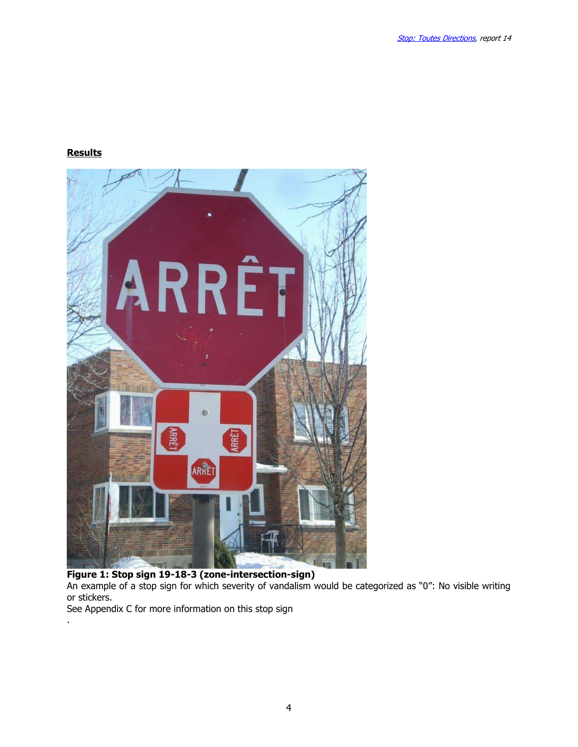**Results**

**Figure 1: Stop sign 19-18-3 (zone-intersection-sign)**

An example of a stop sign for which severity of vandalism would be categorized as "0": No visible writing or stickers.

See Appendix C for more information on this stop sign

.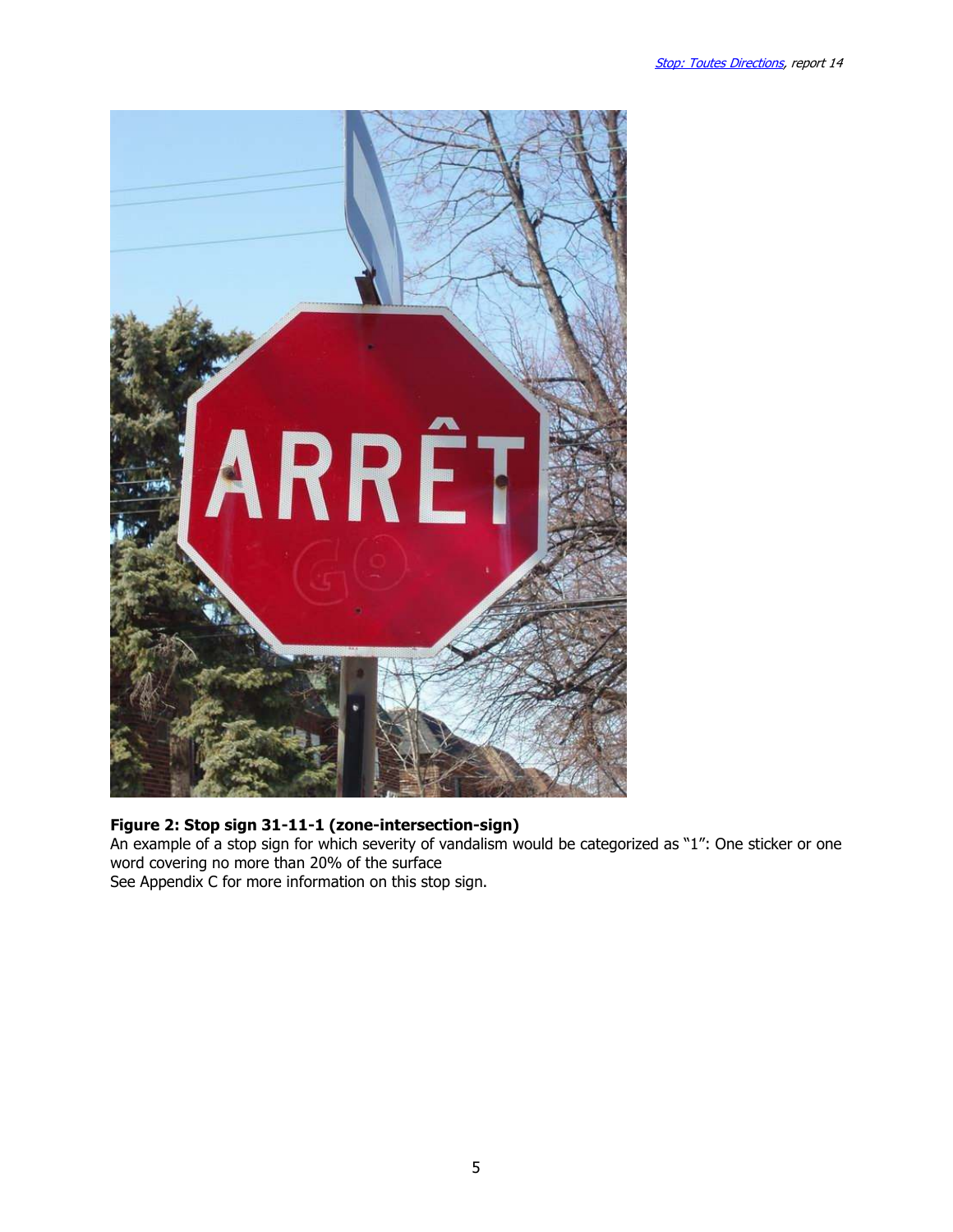**Figure 2: Stop sign 31-11-1 (zone-intersection-sign)**
An example of a stop sign for which severity of vandalism would be categorized as "1": One sticker or one word covering no more than 20% of the surface
See Appendix C for more information on this stop sign.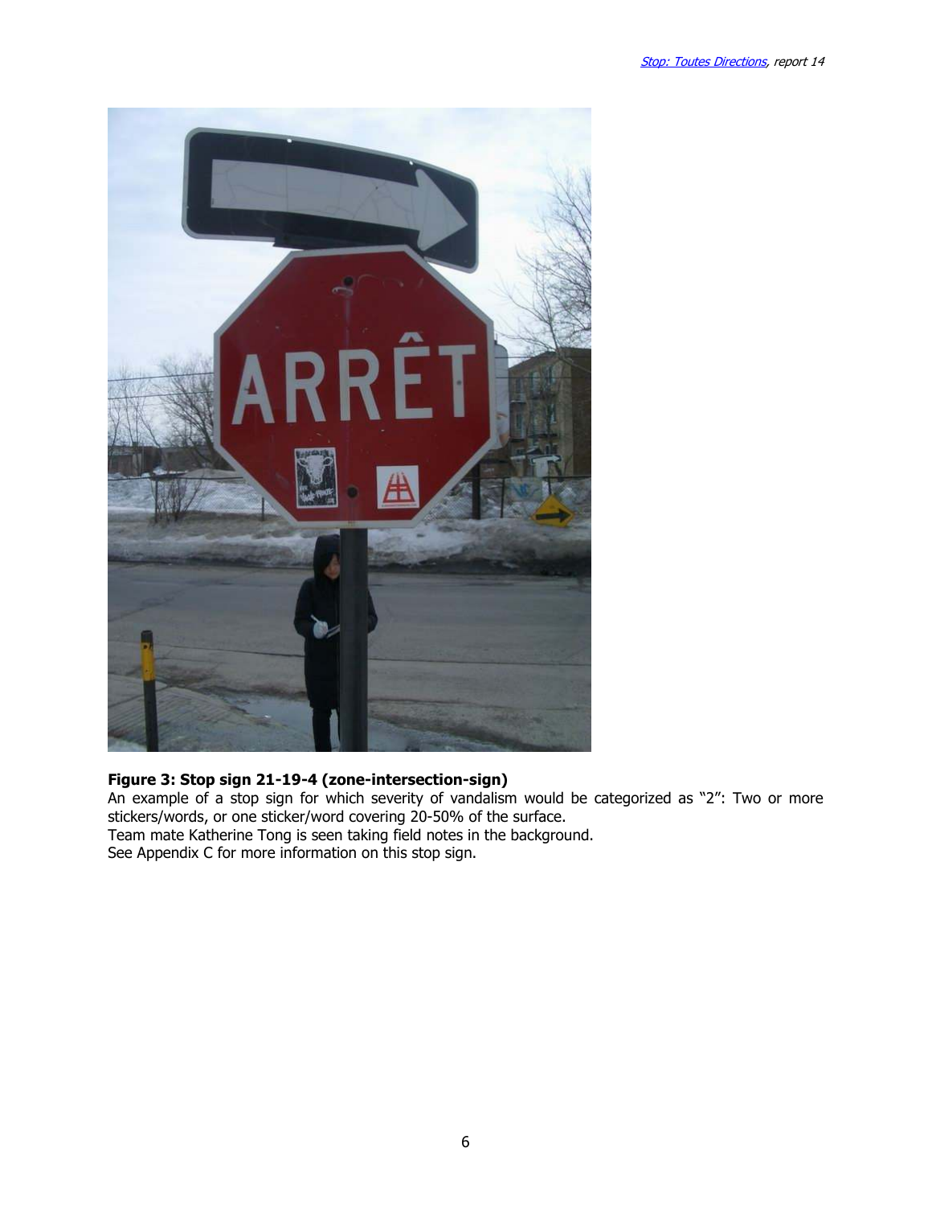**Figure 3: Stop sign 21-19-4 (zone-intersection-sign)**

An example of a stop sign for which severity of vandalism would be categorized as "2": Two or more stickers/words, or one sticker/word covering 20-50% of the surface.

Team mate Katherine Tong is seen taking field notes in the background.

See Appendix C for more information on this stop sign.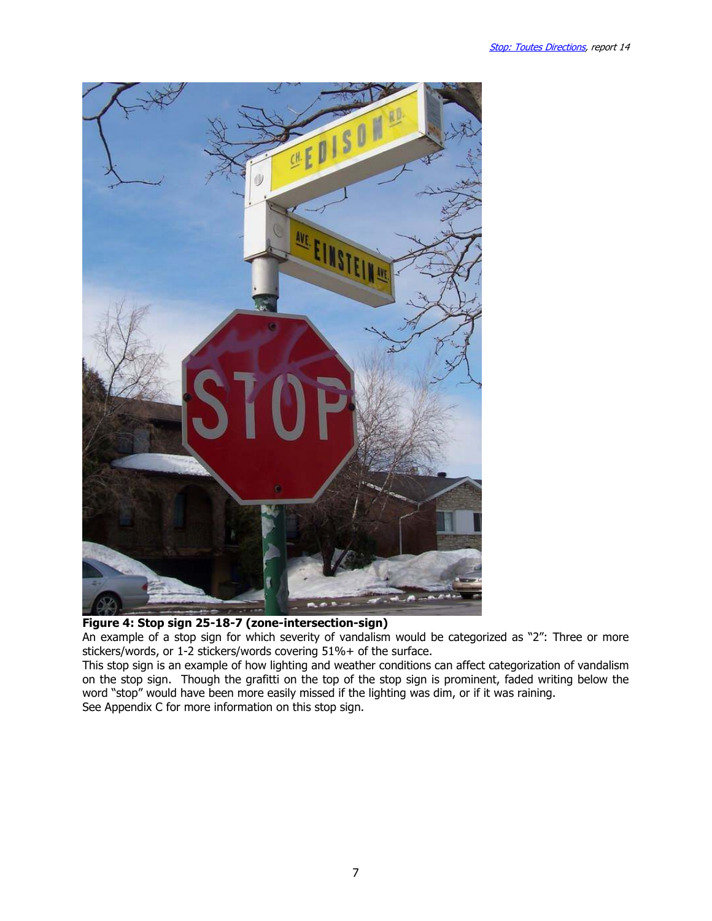**Figure 4: Stop sign 25-18-7 (zone-intersection-sign)**

An example of a stop sign for which severity of vandalism would be categorized as "2": Three or more stickers/words, or 1-2 stickers/words covering 51%+ of the surface.

This stop sign is an example of how lighting and weather conditions can affect categorization of vandalism on the stop sign. Though the grafitti on the top of the stop sign is prominent, faded writing below the word "stop" would have been more easily missed if the lighting was dim, or if it was raining.

See Appendix C for more information on this stop sign.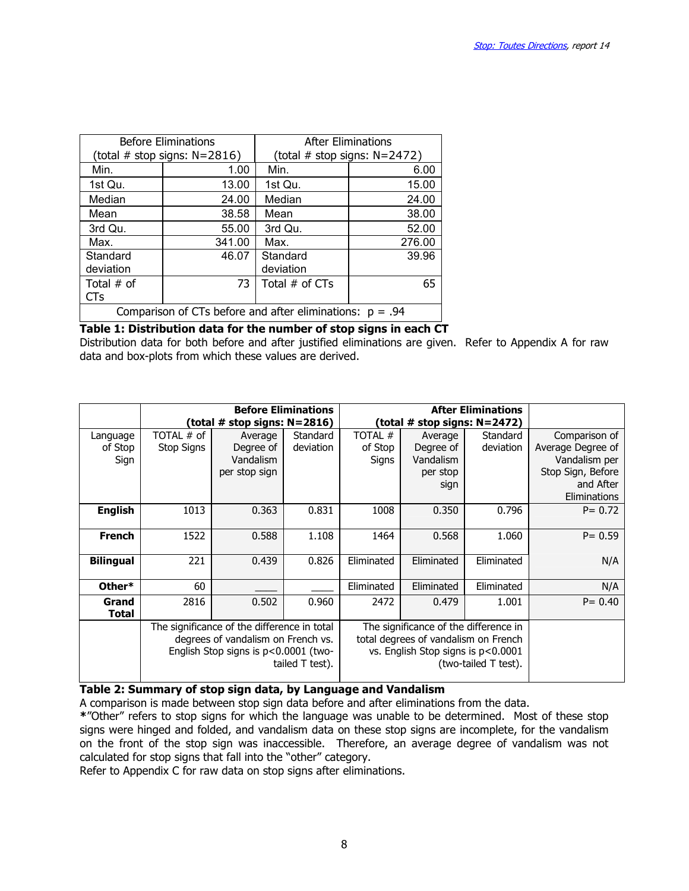| Before Eliminations (total # stop signs: N=2816) | | After Eliminations (total # stop signs: N=2472) | |
|---|---|---|---|
| Min. | 1.00 | Min. | 6.00 |
| 1st Qu. | 13.00 | 1st Qu. | 15.00 |
| Median | 24.00 | Median | 24.00 |
| Mean | 38.58 | Mean | 38.00 |
| 3rd Qu. | 55.00 | 3rd Qu. | 52.00 |
| Max. | 341.00 | Max. | 276.00 |
| Standard deviation | 46.07 | Standard deviation | 39.96 |
| Total # of CTs | 73 | Total # of CTs | 65 |
| Comparison of CTs before and after eliminations: p = .94 | | | |

**Table 1: Distribution data for the number of stop signs in each CT**
Distribution data for both before and after justified eliminations are given. Refer to Appendix A for raw data and box-plots from which these values are derived.

| | **Before Eliminations (total # stop signs: N=2816)** | | | **After Eliminations (total # stop signs: N=2472)** | | | |
|---|---|---|---|---|---|---|---|
| Language of Stop Sign | TOTAL # of Stop Signs | Average Degree of Vandalism per stop sign | Standard deviation | TOTAL # of Stop Signs | Average Degree of Vandalism per stop sign | Standard deviation | Comparison of Average Degree of Vandalism per Stop Sign, Before and After Eliminations |
| **English** | 1013 | 0.363 | 0.831 | 1008 | 0.350 | 0.796 | P= 0.72 |
| **French** | 1522 | 0.588 | 1.108 | 1464 | 0.568 | 1.060 | P= 0.59 |
| **Bilingual** | 221 | 0.439 | 0.826 | Eliminated | Eliminated | Eliminated | N/A |
| **Other*** | 60 | ____ | ____ | Eliminated | Eliminated | Eliminated | N/A |
| **Grand Total** | 2816 | 0.502 | 0.960 | 2472 | 0.479 | 1.001 | P= 0.40 |
| | The significance of the difference in total degrees of vandalism on French vs. English Stop signs is p<0.0001 (two-tailed T test). | | | The significance of the difference in total degrees of vandalism on French vs. English Stop signs is p<0.0001 (two-tailed T test). | | | |

**Table 2: Summary of stop sign data, by Language and Vandalism**
A comparison is made between stop sign data before and after eliminations from the data.
*"Other" refers to stop signs for which the language was unable to be determined. Most of these stop signs were hinged and folded, and vandalism data on these stop signs are incomplete, for the vandalism on the front of the stop sign was inaccessible. Therefore, an average degree of vandalism was not calculated for stop signs that fall into the "other" category.
Refer to Appendix C for raw data on stop signs after eliminations.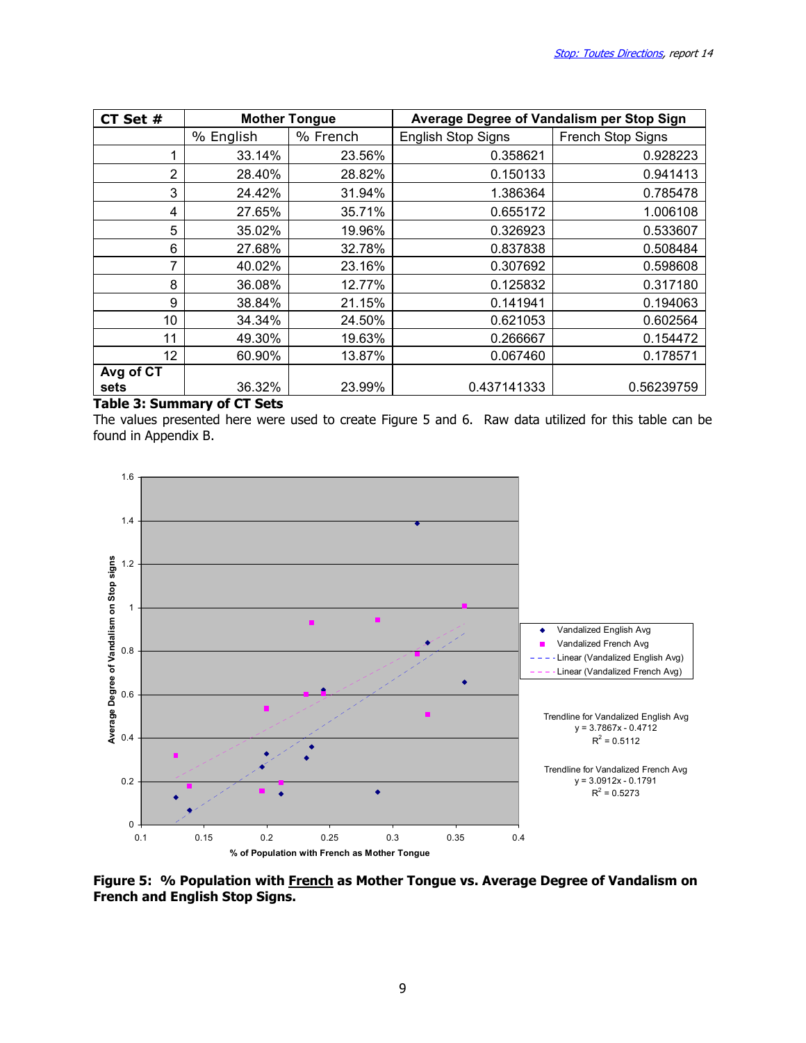| CT Set # | Mother Tongue | | Average Degree of Vandalism per Stop Sign | |
|---|---|---|---|---|
| | % English | % French | English Stop Signs | French Stop Signs |
| 1 | 33.14% | 23.56% | 0.358621 | 0.928223 |
| 2 | 28.40% | 28.82% | 0.150133 | 0.941413 |
| 3 | 24.42% | 31.94% | 1.386364 | 0.785478 |
| 4 | 27.65% | 35.71% | 0.655172 | 1.006108 |
| 5 | 35.02% | 19.96% | 0.326923 | 0.533607 |
| 6 | 27.68% | 32.78% | 0.837838 | 0.508484 |
| 7 | 40.02% | 23.16% | 0.307692 | 0.598608 |
| 8 | 36.08% | 12.77% | 0.125832 | 0.317180 |
| 9 | 38.84% | 21.15% | 0.141941 | 0.194063 |
| 10 | 34.34% | 24.50% | 0.621053 | 0.602564 |
| 11 | 49.30% | 19.63% | 0.266667 | 0.154472 |
| 12 | 60.90% | 13.87% | 0.067460 | 0.178571 |
| Avg of CT sets | 36.32% | 23.99% | 0.437141333 | 0.56239759 |

**Table 3: Summary of CT Sets**

The values presented here were used to create Figure 5 and 6. Raw data utilized for this table can be found in Appendix B.

Trendline for Vandalized English Avg
$y = 3.7867x - 0.4712$
$R^2 = 0.5112$

Trendline for Vandalized French Avg
$y = 3.0912x - 0.1791$
$R^2 = 0.5273$

**Figure 5: % Population with French as Mother Tongue vs. Average Degree of Vandalism on French and English Stop Signs.**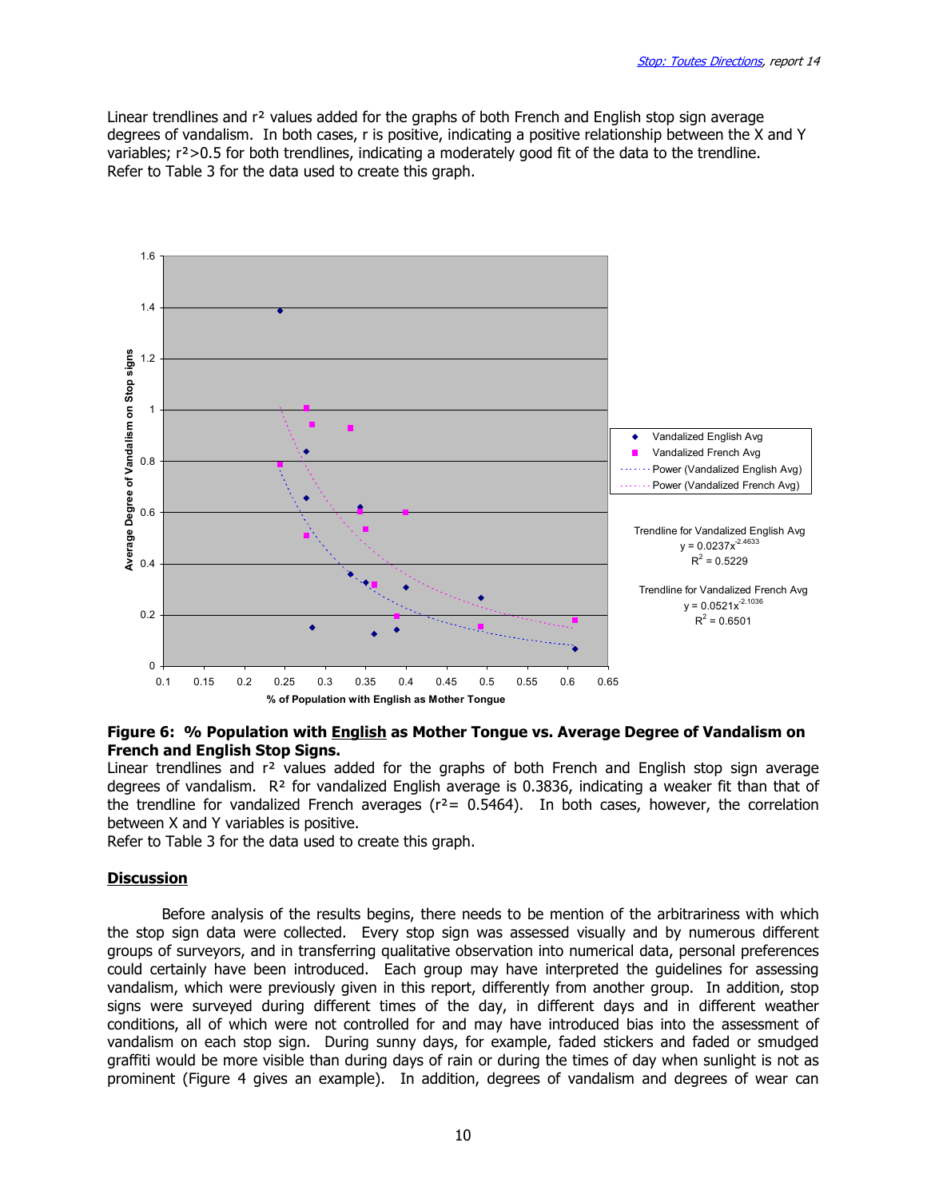Linear trendlines and $r^2$ values added for the graphs of both French and English stop sign average degrees of vandalism. In both cases, r is positive, indicating a positive relationship between the X and Y variables; $r^2>0.5$ for both trendlines, indicating a moderately good fit of the data to the trendline. Refer to Table 3 for the data used to create this graph.

**Figure 6: % Population with English as Mother Tongue vs. Average Degree of Vandalism on French and English Stop Signs.**
Linear trendlines and $r^2$ values added for the graphs of both French and English stop sign average degrees of vandalism. $R^2$ for vandalized English average is 0.3836, indicating a weaker fit than that of the trendline for vandalized French averages ($r^2= 0.5464$). In both cases, however, the correlation between X and Y variables is positive.
Refer to Table 3 for the data used to create this graph.

## Discussion

Before analysis of the results begins, there needs to be mention of the arbitrariness with which the stop sign data were collected. Every stop sign was assessed visually and by numerous different groups of surveyors, and in transferring qualitative observation into numerical data, personal preferences could certainly have been introduced. Each group may have interpreted the guidelines for assessing vandalism, which were previously given in this report, differently from another group. In addition, stop signs were surveyed during different times of the day, in different days and in different weather conditions, all of which were not controlled for and may have introduced bias into the assessment of vandalism on each stop sign. During sunny days, for example, faded stickers and faded or smudged graffiti would be more visible than during days of rain or during the times of day when sunlight is not as prominent (Figure 4 gives an example). In addition, degrees of vandalism and degrees of wear can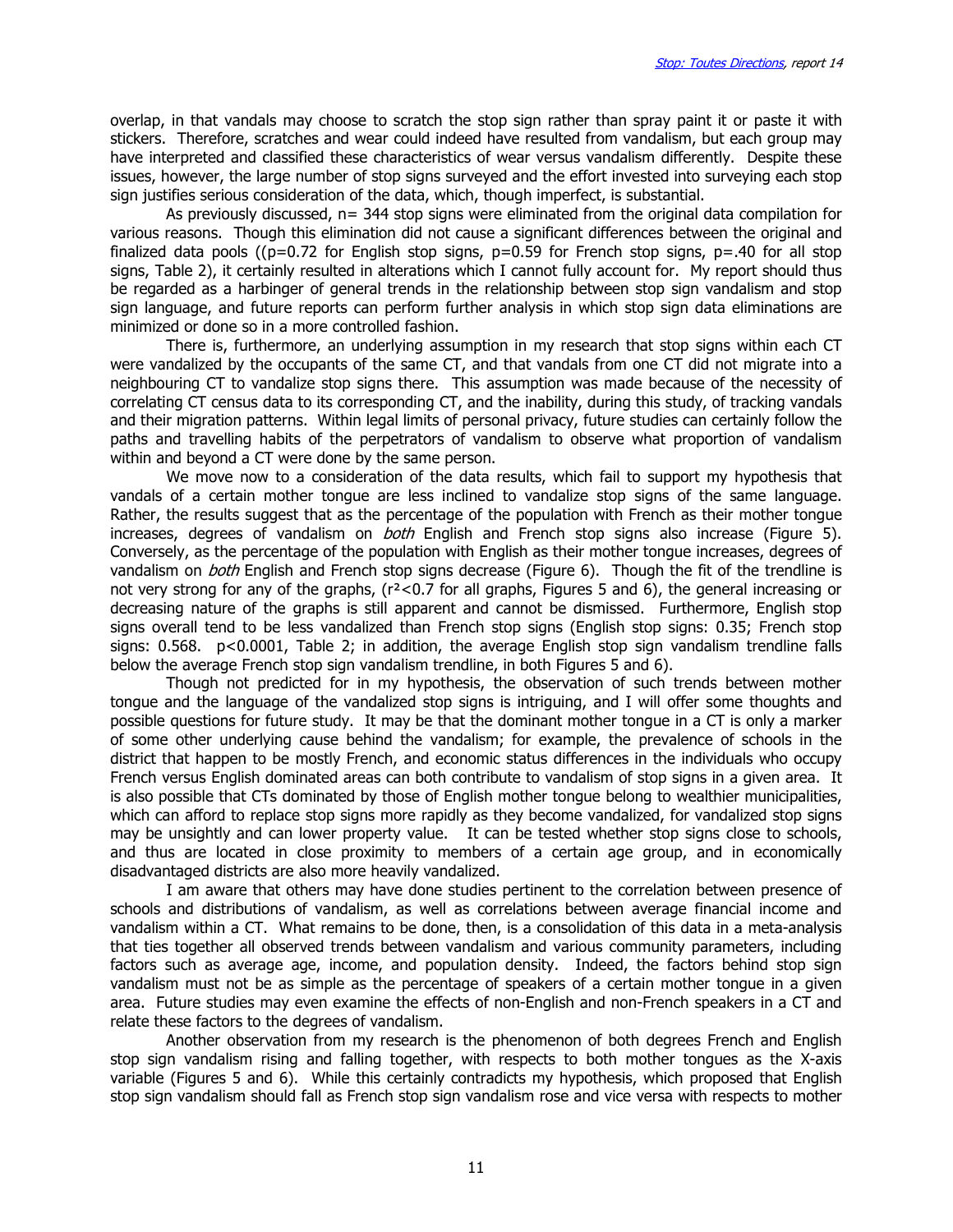overlap, in that vandals may choose to scratch the stop sign rather than spray paint it or paste it with stickers. Therefore, scratches and wear could indeed have resulted from vandalism, but each group may have interpreted and classified these characteristics of wear versus vandalism differently. Despite these issues, however, the large number of stop signs surveyed and the effort invested into surveying each stop sign justifies serious consideration of the data, which, though imperfect, is substantial.

As previously discussed, n= 344 stop signs were eliminated from the original data compilation for various reasons. Though this elimination did not cause a significant differences between the original and finalized data pools (($p$=0.72 for English stop signs, $p$=0.59 for French stop signs, $p$=.40 for all stop signs, Table 2), it certainly resulted in alterations which I cannot fully account for. My report should thus be regarded as a harbinger of general trends in the relationship between stop sign vandalism and stop sign language, and future reports can perform further analysis in which stop sign data eliminations are minimized or done so in a more controlled fashion.

There is, furthermore, an underlying assumption in my research that stop signs within each CT were vandalized by the occupants of the same CT, and that vandals from one CT did not migrate into a neighbouring CT to vandalize stop signs there. This assumption was made because of the necessity of correlating CT census data to its corresponding CT, and the inability, during this study, of tracking vandals and their migration patterns. Within legal limits of personal privacy, future studies can certainly follow the paths and travelling habits of the perpetrators of vandalism to observe what proportion of vandalism within and beyond a CT were done by the same person.

We move now to a consideration of the data results, which fail to support my hypothesis that vandals of a certain mother tongue are less inclined to vandalize stop signs of the same language. Rather, the results suggest that as the percentage of the population with French as their mother tongue increases, degrees of vandalism on *both* English and French stop signs also increase (Figure 5). Conversely, as the percentage of the population with English as their mother tongue increases, degrees of vandalism on *both* English and French stop signs decrease (Figure 6). Though the fit of the trendline is not very strong for any of the graphs, ($r^2$<0.7 for all graphs, Figures 5 and 6), the general increasing or decreasing nature of the graphs is still apparent and cannot be dismissed. Furthermore, English stop signs overall tend to be less vandalized than French stop signs (English stop signs: 0.35; French stop signs: 0.568. $p$<0.0001, Table 2; in addition, the average English stop sign vandalism trendline falls below the average French stop sign vandalism trendline, in both Figures 5 and 6).

Though not predicted for in my hypothesis, the observation of such trends between mother tongue and the language of the vandalized stop signs is intriguing, and I will offer some thoughts and possible questions for future study. It may be that the dominant mother tongue in a CT is only a marker of some other underlying cause behind the vandalism; for example, the prevalence of schools in the district that happen to be mostly French, and economic status differences in the individuals who occupy French versus English dominated areas can both contribute to vandalism of stop signs in a given area. It is also possible that CTs dominated by those of English mother tongue belong to wealthier municipalities, which can afford to replace stop signs more rapidly as they become vandalized, for vandalized stop signs may be unsightly and can lower property value. It can be tested whether stop signs close to schools, and thus are located in close proximity to members of a certain age group, and in economically disadvantaged districts are also more heavily vandalized.

I am aware that others may have done studies pertinent to the correlation between presence of schools and distributions of vandalism, as well as correlations between average financial income and vandalism within a CT. What remains to be done, then, is a consolidation of this data in a meta-analysis that ties together all observed trends between vandalism and various community parameters, including factors such as average age, income, and population density. Indeed, the factors behind stop sign vandalism must not be as simple as the percentage of speakers of a certain mother tongue in a given area. Future studies may even examine the effects of non-English and non-French speakers in a CT and relate these factors to the degrees of vandalism.

Another observation from my research is the phenomenon of both degrees French and English stop sign vandalism rising and falling together, with respects to both mother tongues as the X-axis variable (Figures 5 and 6). While this certainly contradicts my hypothesis, which proposed that English stop sign vandalism should fall as French stop sign vandalism rose and vice versa with respects to mother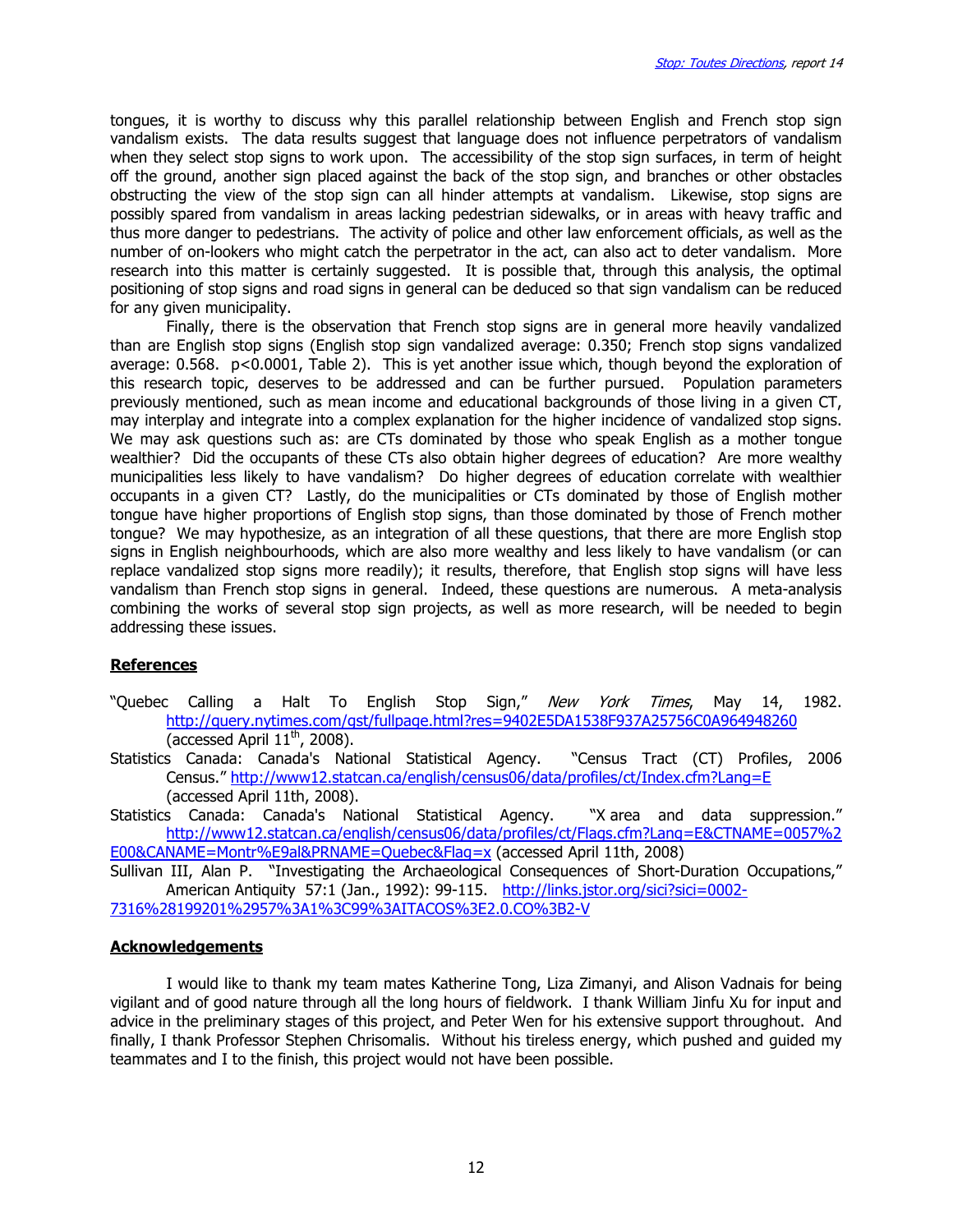tongues, it is worthy to discuss why this parallel relationship between English and French stop sign vandalism exists. The data results suggest that language does not influence perpetrators of vandalism when they select stop signs to work upon. The accessibility of the stop sign surfaces, in term of height off the ground, another sign placed against the back of the stop sign, and branches or other obstacles obstructing the view of the stop sign can all hinder attempts at vandalism. Likewise, stop signs are possibly spared from vandalism in areas lacking pedestrian sidewalks, or in areas with heavy traffic and thus more danger to pedestrians. The activity of police and other law enforcement officials, as well as the number of on-lookers who might catch the perpetrator in the act, can also act to deter vandalism. More research into this matter is certainly suggested. It is possible that, through this analysis, the optimal positioning of stop signs and road signs in general can be deduced so that sign vandalism can be reduced for any given municipality.

Finally, there is the observation that French stop signs are in general more heavily vandalized than are English stop signs (English stop sign vandalized average: 0.350; French stop signs vandalized average: 0.568. $p<0.0001$, Table 2). This is yet another issue which, though beyond the exploration of this research topic, deserves to be addressed and can be further pursued. Population parameters previously mentioned, such as mean income and educational backgrounds of those living in a given CT, may interplay and integrate into a complex explanation for the higher incidence of vandalized stop signs. We may ask questions such as: are CTs dominated by those who speak English as a mother tongue wealthier? Did the occupants of these CTs also obtain higher degrees of education? Are more wealthy municipalities less likely to have vandalism? Do higher degrees of education correlate with wealthier occupants in a given CT? Lastly, do the municipalities or CTs dominated by those of English mother tongue have higher proportions of English stop signs, than those dominated by those of French mother tongue? We may hypothesize, as an integration of all these questions, that there are more English stop signs in English neighbourhoods, which are also more wealthy and less likely to have vandalism (or can replace vandalized stop signs more readily); it results, therefore, that English stop signs will have less vandalism than French stop signs in general. Indeed, these questions are numerous. A meta-analysis combining the works of several stop sign projects, as well as more research, will be needed to begin addressing these issues.

## References

"Quebec Calling a Halt To English Stop Sign," *New York Times*, May 14, 1982. http://query.nytimes.com/gst/fullpage.html?res=9402E5DA1538F937A25756C0A964948260 (accessed April 11th, 2008).

Statistics Canada: Canada's National Statistical Agency. "Census Tract (CT) Profiles, 2006 Census." http://www12.statcan.ca/english/census06/data/profiles/ct/Index.cfm?Lang=E (accessed April 11th, 2008).

Statistics Canada: Canada's National Statistical Agency. "X area and data suppression." http://www12.statcan.ca/english/census06/data/profiles/ct/Flags.cfm?Lang=E&CTNAME=0057%2E00&CANAME=Montr%E9al&PRNAME=Quebec&Flag=x (accessed April 11th, 2008)

Sullivan III, Alan P. "Investigating the Archaeological Consequences of Short-Duration Occupations," American Antiquity 57:1 (Jan., 1992): 99-115. http://links.jstor.org/sici?sici=0002-7316%28199201%2957%3A1%3C99%3AITACOS%3E2.0.CO%3B2-V

## Acknowledgements

I would like to thank my team mates Katherine Tong, Liza Zimanyi, and Alison Vadnais for being vigilant and of good nature through all the long hours of fieldwork. I thank William Jinfu Xu for input and advice in the preliminary stages of this project, and Peter Wen for his extensive support throughout. And finally, I thank Professor Stephen Chrisomalis. Without his tireless energy, which pushed and guided my teammates and I to the finish, this project would not have been possible.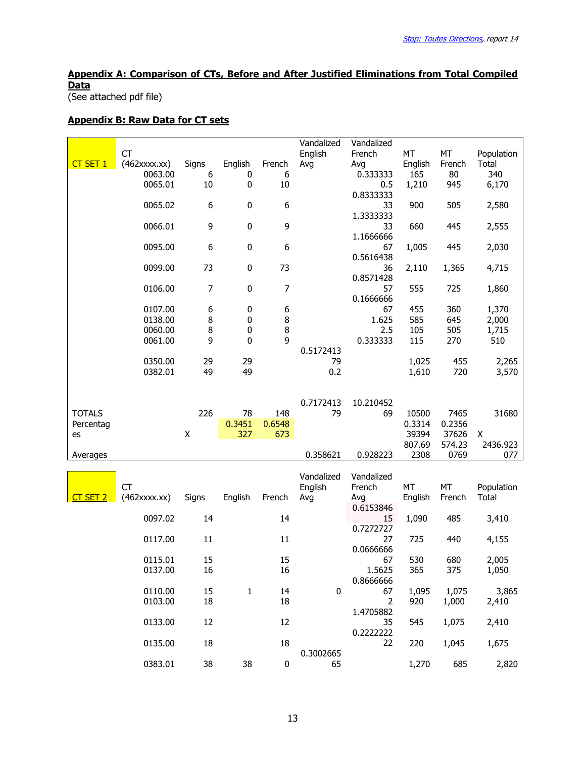## Appendix A: Comparison of CTs, Before and After Justified Eliminations from Total Compiled Data

(See attached pdf file)

## Appendix B: Raw Data for CT sets

| CT SET 1 | CT (462xxxx.xx) | Signs | English | French | Vandalized English Avg | Vandalized French Avg | MT English | MT French | Population Total |
|---|---|---|---|---|---|---|---|---|---|
| | 0063.00 | 6 | 0 | 6 | | 0.333333 | 165 | 80 | 340 |
| | 0065.01 | 10 | 0 | 10 | | 0.5 | 1,210 | 945 | 6,170 |
| | 0065.02 | 6 | 0 | 6 | | 0.833333333 | 900 | 505 | 2,580 |
| | 0066.01 | 9 | 0 | 9 | | 1.333333333 | 660 | 445 | 2,555 |
| | 0095.00 | 6 | 0 | 6 | | 1.166666667 | 1,005 | 445 | 2,030 |
| | 0099.00 | 73 | 0 | 73 | | 0.561643836 | 2,110 | 1,365 | 4,715 |
| | 0106.00 | 7 | 0 | 7 | | 0.857142857 | 555 | 725 | 1,860 |
| | 0107.00 | 6 | 0 | 6 | | 0.166666667 | 455 | 360 | 1,370 |
| | 0138.00 | 8 | 0 | 8 | | 1.625 | 585 | 645 | 2,000 |
| | 0060.00 | 8 | 0 | 8 | | 2.5 | 105 | 505 | 1,715 |
| | 0061.00 | 9 | 0 | 9 | | 0.333333 | 115 | 270 | 510 |
| | 0350.00 | 29 | 29 | | 0.517241379 | | 1,025 | 455 | 2,265 |
| | 0382.01 | 49 | 49 | | 0.2 | | 1,610 | 720 | 3,570 |
| TOTALS | | 226 | 78 | 148 | 0.717241379 | 10.21045269 | 10500 | 7465 | 31680 |
| Percentages | | X | 0.3451327 | 0.6548673 | | | 0.331439394 | 0.235637626 | X |
| Averages | | | | | 0.358621 | 0.928223 | 807.692308 | 574.230769 | 2436.923077 |

| CT SET 2 | CT (462xxxx.xx) | Signs | English | French | Vandalized English Avg | Vandalized French Avg | MT English | MT French | Population Total |
|---|---|---|---|---|---|---|---|---|---|
| | 0097.02 | 14 | | 14 | | 0.615384615 | 1,090 | 485 | 3,410 |
| | 0117.00 | 11 | | 11 | | 0.727272727 | 725 | 440 | 4,155 |
| | 0115.01 | 15 | | 15 | | 0.066666667 | 530 | 680 | 2,005 |
| | 0137.00 | 16 | | 16 | | 1.5625 | 365 | 375 | 1,050 |
| | 0110.00 | 15 | 1 | 14 | 0 | 0.866666667 | 1,095 | 1,075 | 3,865 |
| | 0103.00 | 18 | | 18 | | 2 | 920 | 1,000 | 2,410 |
| | 0133.00 | 12 | | 12 | | 1.470588235 | 545 | 1,075 | 2,410 |
| | 0135.00 | 18 | | 18 | | 0.222222222 | 220 | 1,045 | 1,675 |
| | 0383.01 | 38 | 38 | 0 | 0.300266565 | | 1,270 | 685 | 2,820 |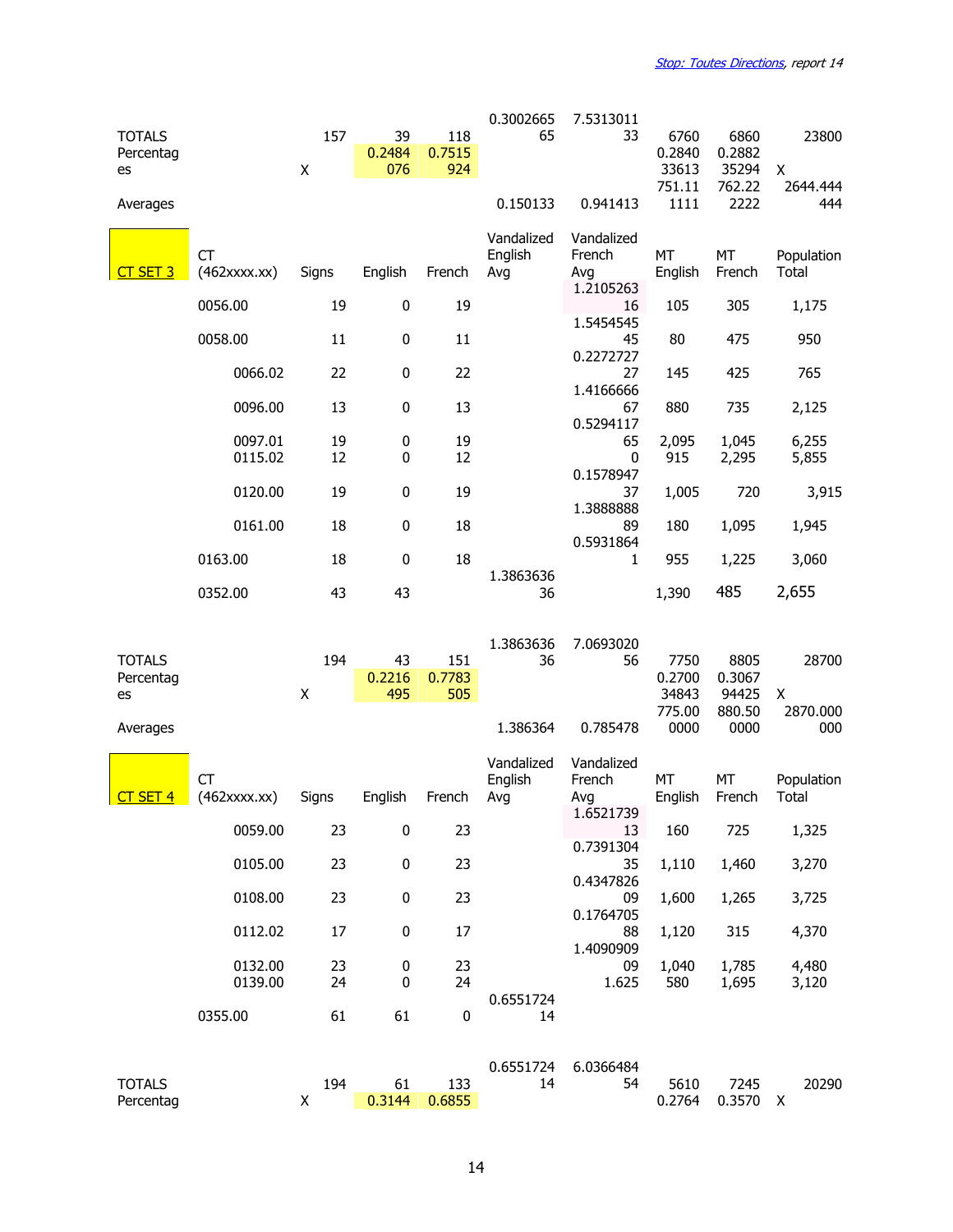| | CT (462xxxx.xx) | Signs | English | French | Vandalized English Avg | Vandalized French Avg | MT English | MT French | Population Total |
|---|---|---|---|---|---|---|---|---|---|
| TOTALS | | 157 | 39 | 118 | 0.300266565 | 7.531301133 | 6760 | 6860 | 23800 |
| Percentages | | X | 0.2484076 | 0.7515924 | | | 0.284033613 | 0.288235294 | X |
| Averages | | | | | 0.150133 | 0.941413 | 751.111111 | 762.222222 | 2644.444444 |

| CT SET 3 | CT (462xxxx.xx) | Signs | English | French | Vandalized English Avg | Vandalized French Avg | MT English | MT French | Population Total |
|---|---|---|---|---|---|---|---|---|---|
| | 0056.00 | 19 | 0 | 19 | | 1.210526316 | 105 | 305 | 1,175 |
| | 0058.00 | 11 | 0 | 11 | | 1.545454545 | 80 | 475 | 950 |
| | 0066.02 | 22 | 0 | 22 | | 0.227272727 | 145 | 425 | 765 |
| | 0096.00 | 13 | 0 | 13 | | 1.416666667 | 880 | 735 | 2,125 |
| | 0097.01 | 19 | 0 | 19 | | 0.529411765 | 2,095 | 1,045 | 6,255 |
| | 0115.02 | 12 | 0 | 12 | | 0 | 915 | 2,295 | 5,855 |
| | 0120.00 | 19 | 0 | 19 | | 0.157894737 | 1,005 | 720 | 3,915 |
| | 0161.00 | 18 | 0 | 18 | | 1.388888889 | 180 | 1,095 | 1,945 |
| | 0163.00 | 18 | 0 | 18 | | 0.59318641 | 955 | 1,225 | 3,060 |
| | 0352.00 | 43 | 43 | | 1.386363636 | | 1,390 | 485 | 2,655 |
| TOTALS | | 194 | 43 | 151 | 1.386363636 | 7.069302056 | 7750 | 8805 | 28700 |
| Percentages | | X | 0.2216495 | 0.7783505 | | | 0.270034843 | 0.306794425 | X |
| Averages | | | | | 1.386364 | 0.785478 | 775.000000 | 880.500000 | 2870.000000 |

| CT SET 4 | CT (462xxxx.xx) | Signs | English | French | Vandalized English Avg | Vandalized French Avg | MT English | MT French | Population Total |
|---|---|---|---|---|---|---|---|---|---|
| | 0059.00 | 23 | 0 | 23 | | 1.652173913 | 160 | 725 | 1,325 |
| | 0105.00 | 23 | 0 | 23 | | 0.739130435 | 1,110 | 1,460 | 3,270 |
| | 0108.00 | 23 | 0 | 23 | | 0.434782609 | 1,600 | 1,265 | 3,725 |
| | 0112.02 | 17 | 0 | 17 | | 0.176470588 | 1,120 | 315 | 4,370 |
| | 0132.00 | 23 | 0 | 23 | | 1.409090909 | 1,040 | 1,785 | 4,480 |
| | 0139.00 | 24 | 0 | 24 | | 1.625 | 580 | 1,695 | 3,120 |
| | 0355.00 | 61 | 61 | 0 | 0.655172414 | | | | |
| TOTALS | | 194 | 61 | 133 | 0.655172414 | 6.036648454 | 5610 | 7245 | 20290 |
| Percentag | | X | 0.3144 | 0.6855 | | | 0.2764 | 0.3570 | X |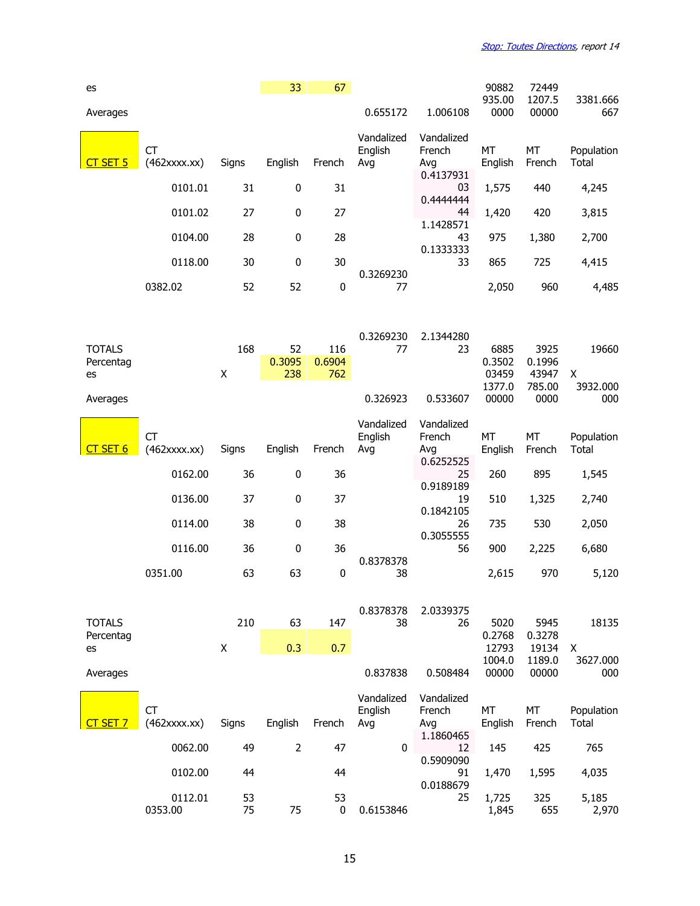| | | | | | | | | | |
|---|---|---|---|---|---|---|---|---|---|
| Percentages | | | 33 | 67 | | | 90882935.000000 | 724491207.500000 | 3381.666667 |
| Averages | | | | | 0.655172 | 1.006108 | | | |

| CT SET 5 | CT (462xxxx.xx) | Signs | English | French | Vandalized English Avg | Vandalized French Avg | MT English | MT French | Population Total |
|---|---|---|---|---|---|---|---|---|---|
| | 0101.01 | 31 | 0 | 31 | | 0.413793103 | 1,575 | 440 | 4,245 |
| | 0101.02 | 27 | 0 | 27 | | 0.444444444 | 1,420 | 420 | 3,815 |
| | 0104.00 | 28 | 0 | 28 | | 1.142857143 | 975 | 1,380 | 2,700 |
| | 0118.00 | 30 | 0 | 30 | | 0.133333333 | 865 | 725 | 4,415 |
| | 0382.02 | 52 | 52 | 0 | 0.326923077 | | 2,050 | 960 | 4,485 |
| TOTALS | | 168 | 52 | 116 | 0.326923077 | 2.134428023 | 6885 | 3925 | 19660 |
| Percentages | | X | 0.3095238 | 0.6904762 | | | 0.350203459 | 0.199643947 | X |
| Averages | | | | | 0.326923 | 0.533607 | 1377.000000 | 785.000000 | 3932.000000 |

| CT SET 6 | CT (462xxxx.xx) | Signs | English | French | Vandalized English Avg | Vandalized French Avg | MT English | MT French | Population Total |
|---|---|---|---|---|---|---|---|---|---|
| | 0162.00 | 36 | 0 | 36 | | 0.625252525 | 260 | 895 | 1,545 |
| | 0136.00 | 37 | 0 | 37 | | 0.918918919 | 510 | 1,325 | 2,740 |
| | 0114.00 | 38 | 0 | 38 | | 0.184210526 | 735 | 530 | 2,050 |
| | 0116.00 | 36 | 0 | 36 | | 0.305555556 | 900 | 2,225 | 6,680 |
| | 0351.00 | 63 | 63 | 0 | 0.837837838 | | 2,615 | 970 | 5,120 |
| TOTALS | | 210 | 63 | 147 | 0.837837838 | 2.033937526 | 5020 | 5945 | 18135 |
| Percentages | | X | 0.3 | 0.7 | | | 0.276812793 | 0.327819134 | X |
| Averages | | | | | 0.837838 | 0.508484 | 1004.000000 | 1189.000000 | 3627.000000 |

| CT SET 7 | CT (462xxxx.xx) | Signs | English | French | Vandalized English Avg | Vandalized French Avg | MT English | MT French | Population Total |
|---|---|---|---|---|---|---|---|---|---|
| | 0062.00 | 49 | 2 | 47 | 0 | 1.186046512 | 145 | 425 | 765 |
| | 0102.00 | 44 | | 44 | | 0.590909091 | 1,470 | 1,595 | 4,035 |
| | 0112.01 | 53 | | 53 | | 0.018867925 | 1,725 | 325 | 5,185 |
| | 0353.00 | 75 | 75 | 0 | 0.6153846 | | 1,845 | 655 | 2,970 |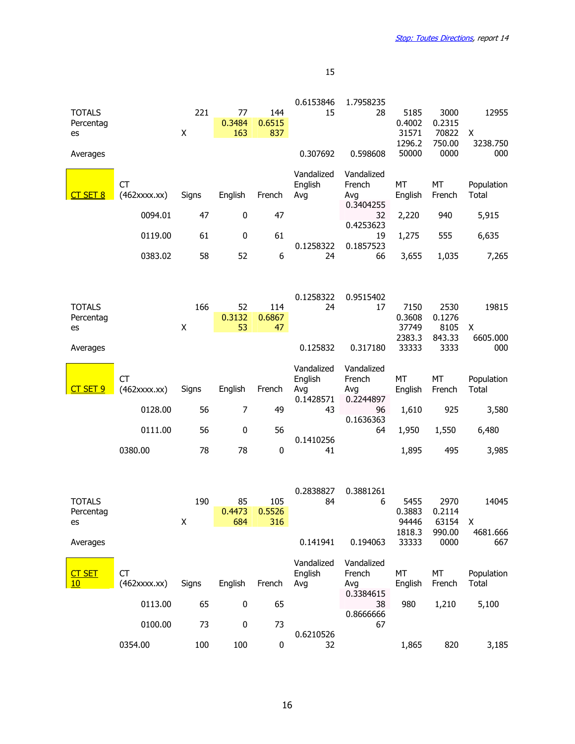15

| | | | | | | | | | |
|---|---|---|---|---|---|---|---|---|---|
| TOTALS | | 221 | 77 | 144 | 0.615384615 | 1.795823528 | 5185 | 3000 | 12955 |
| Percentages | | X | 0.3484163 | 0.6515837 | | | 0.400231571 | 0.231570822 | X |
| Averages | | | | | 0.307692 | 0.598608 | 1296.250000 | 750.000000 | 3238.750000 |

| CT SET 8 | CT (462xxxx.xx) | Signs | English | French | Vandalized English Avg | Vandalized French Avg | MT English | MT French | Population Total |
|---|---|---|---|---|---|---|---|---|---|
| | 0094.01 | 47 | 0 | 47 | | 0.340425532 | 2,220 | 940 | 5,915 |
| | 0119.00 | 61 | 0 | 61 | | 0.425362319 | 1,275 | 555 | 6,635 |
| | 0383.02 | 58 | 52 | 6 | 0.125832224 | 0.185752366 | 3,655 | 1,035 | 7,265 |

| | | | | | | | | | |
|---|---|---|---|---|---|---|---|---|---|
| TOTALS | | 166 | 52 | 114 | 0.125832224 | 0.951540217 | 7150 | 2530 | 19815 |
| Percentages | | X | 0.313253 | 0.686747 | | | 0.360837749 | 0.12768105 | X |
| Averages | | | | | 0.125832 | 0.317180 | 2383.333333 | 843.333333 | 6605.000000 |

| CT SET 9 | CT (462xxxx.xx) | Signs | English | French | Vandalized English Avg | Vandalized French Avg | MT English | MT French | Population Total |
|---|---|---|---|---|---|---|---|---|---|
| | 0128.00 | 56 | 7 | 49 | 0.142857143 | 0.224489796 | 1,610 | 925 | 3,580 |
| | 0111.00 | 56 | 0 | 56 | | 0.163636364 | 1,950 | 1,550 | 6,480 |
| | 0380.00 | 78 | 78 | 0 | 0.141025641 | | 1,895 | 495 | 3,985 |

| | | | | | | | | | |
|---|---|---|---|---|---|---|---|---|---|
| TOTALS | | 190 | 85 | 105 | 0.283882784 | 0.38812616 | 5455 | 2970 | 14045 |
| Percentages | | X | 0.4473684 | 0.5526316 | | | 0.388394446 | 0.211463154 | X |
| Averages | | | | | 0.141941 | 0.194063 | 1818.333333 | 990.000000 | 4681.666667 |

| CT SET 10 | CT (462xxxx.xx) | Signs | English | French | Vandalized English Avg | Vandalized French Avg | MT English | MT French | Population Total |
|---|---|---|---|---|---|---|---|---|---|
| | 0113.00 | 65 | 0 | 65 | | 0.338461538 | 980 | 1,210 | 5,100 |
| | 0100.00 | 73 | 0 | 73 | | 0.866666667 | | | |
| | 0354.00 | 100 | 100 | 0 | 0.621052632 | | 1,865 | 820 | 3,185 |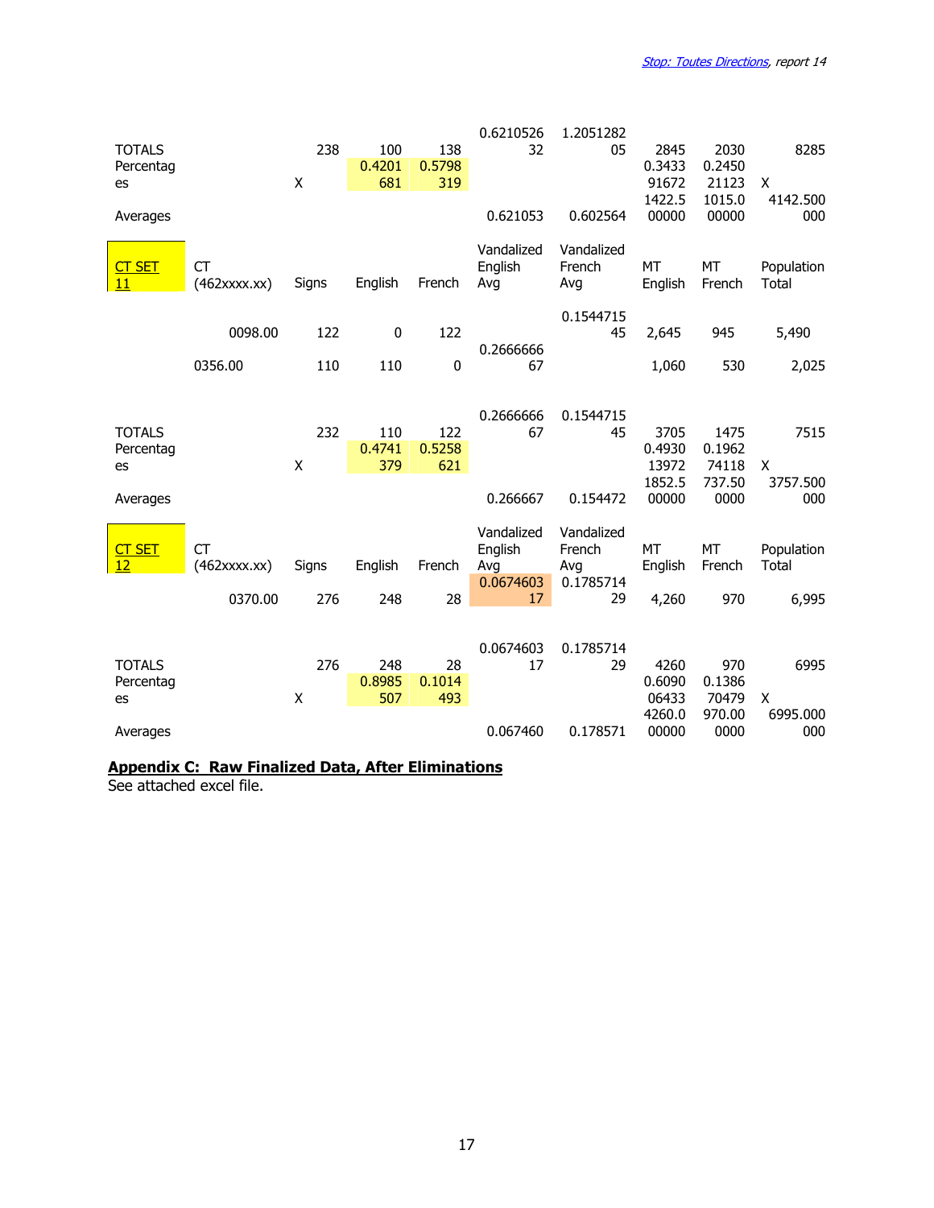| | | | | | | | | | |
|---|---|---|---|---|---|---|---|---|---|
| TOTALS | | 238 | 100 | 138 | 0.621052632 | 1.205128205 | 2845 | 2030 | 8285 |
| Percentages | | X | 0.4201681 | 0.5798319 | | | 0.343391672 | 0.245021123 | X |
| Averages | | | | | 0.621053 | 0.602564 | 1422.500000 | 1015.000000 | 4142.500000 |
| CT SET 11 | CT (462xxxx.xx) | Signs | English | French | Vandalized English Avg | Vandalized French Avg | MT English | MT French | Population Total |
| | 0098.00 | 122 | 0 | 122 | | 0.154471545 | 2,645 | 945 | 5,490 |
| | 0356.00 | 110 | 110 | 0 | 0.266666667 | | 1,060 | 530 | 2,025 |
| TOTALS | | 232 | 110 | 122 | 0.266666667 | 0.154471545 | 3705 | 1475 | 7515 |
| Percentages | | X | 0.4741379 | 0.5258621 | | | 0.493013972 | 0.196274118 | X |
| Averages | | | | | 0.266667 | 0.154472 | 1852.500000 | 737.500000 | 3757.500000 |
| CT SET 12 | CT (462xxxx.xx) | Signs | English | French | Vandalized English Avg | Vandalized French Avg | MT English | MT French | Population Total |
| | 0370.00 | 276 | 248 | 28 | 0.067460317 | 0.178571429 | 4,260 | 970 | 6,995 |
| TOTALS | | 276 | 248 | 28 | 0.067460317 | 0.178571429 | 4260 | 970 | 6995 |
| Percentages | | X | 0.8985507 | 0.1014493 | | | 0.609006433 | 0.138670479 | X |
| Averages | | | | | 0.067460 | 0.178571 | 4260.000000 | 970.000000 | 6995.000000 |

**Appendix C: Raw Finalized Data, After Eliminations**

See attached excel file.